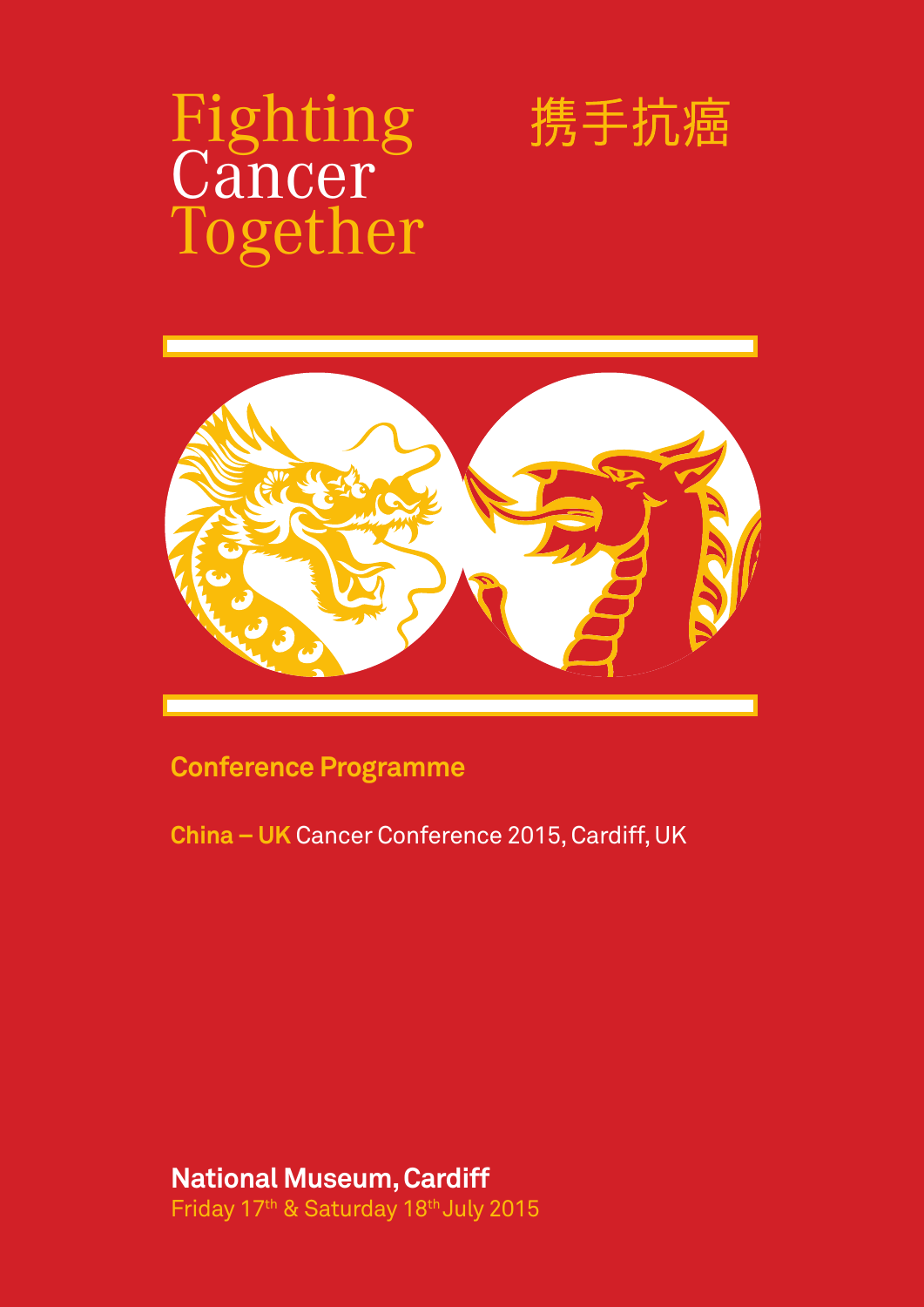# Fighting Cancer Together

# 携手抗癌

## Conference Programme

**China – UK** Cancer Conference 2015, Cardiff, UK

**National Museum, Cardiff**

Friday 17th & Saturday 18th July 2015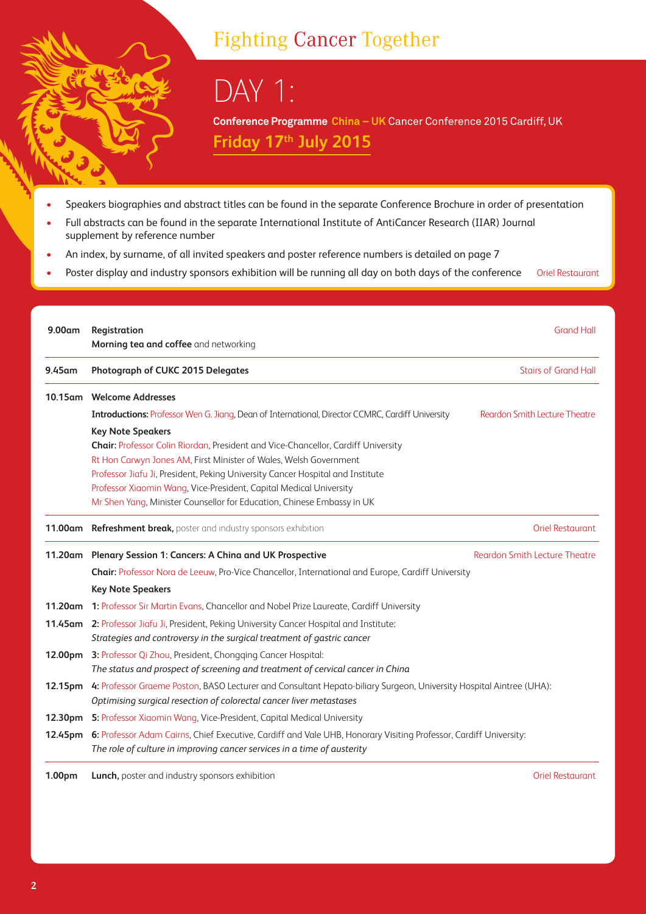# Fighting Cancer Together

## DAY 1:

**Conference Programme China – UK** Cancer Conference 2015 Cardiff, UK

**Friday 17th July 2015**

- Speakers biographies and abstract titles can be found in the separate Conference Brochure in order of presentation
- Full abstracts can be found in the separate International Institute of AntiCancer Research (IIAR) Journal supplement by reference number
- An index, by surname, of all invited speakers and poster reference numbers is detailed on page 7
- Poster display and industry sponsors exhibition will be running all day on both days of the conference — Oriel Restaurant

| Time | Session | Location |
|---|---|---|
| **9.00am** | **Registration**<br>**Morning tea and coffee** and networking | Grand Hall |
| **9.45am** | **Photograph of CUKC 2015 Delegates** | Stairs of Grand Hall |
| **10.15am** | **Welcome Addresses**<br>**Introductions:** Professor Wen G. Jiang, Dean of International, Director CCMRC, Cardiff University<br>**Key Note Speakers**<br>**Chair:** Professor Colin Riordan, President and Vice-Chancellor, Cardiff University<br>Rt Hon Carwyn Jones AM, First Minister of Wales, Welsh Government<br>Professor Jiafu Ji, President, Peking University Cancer Hospital and Institute<br>Professor Xiaomin Wang, Vice-President, Capital Medical University<br>Mr Shen Yang, Minister Counsellor for Education, Chinese Embassy in UK | Reardon Smith Lecture Theatre |
| **11.00am** | **Refreshment break,** poster and industry sponsors exhibition | Oriel Restaurant |
| **11.20am** | **Plenary Session 1: Cancers: A China and UK Prospective**<br>**Chair:** Professor Nora de Leeuw, Pro-Vice Chancellor, International and Europe, Cardiff University<br>**Key Note Speakers** | Reardon Smith Lecture Theatre |
| **11.20am** | **1:** Professor Sir Martin Evans, Chancellor and Nobel Prize Laureate, Cardiff University | |
| **11.45am** | **2:** Professor Jiafu Ji, President, Peking University Cancer Hospital and Institute:<br>*Strategies and controversy in the surgical treatment of gastric cancer* | |
| **12.00pm** | **3:** Professor Qi Zhou, President, Chongqing Cancer Hospital:<br>*The status and prospect of screening and treatment of cervical cancer in China* | |
| **12.15pm** | **4:** Professor Graeme Poston, BASO Lecturer and Consultant Hepato-biliary Surgeon, University Hospital Aintree (UHA):<br>*Optimising surgical resection of colorectal cancer liver metastases* | |
| **12.30pm** | **5:** Professor Xiaomin Wang, Vice-President, Capital Medical University | |
| **12.45pm** | **6:** Professor Adam Cairns, Chief Executive, Cardiff and Vale UHB, Honorary Visiting Professor, Cardiff University:<br>*The role of culture in improving cancer services in a time of austerity* | |
| **1.00pm** | **Lunch,** poster and industry sponsors exhibition | Oriel Restaurant |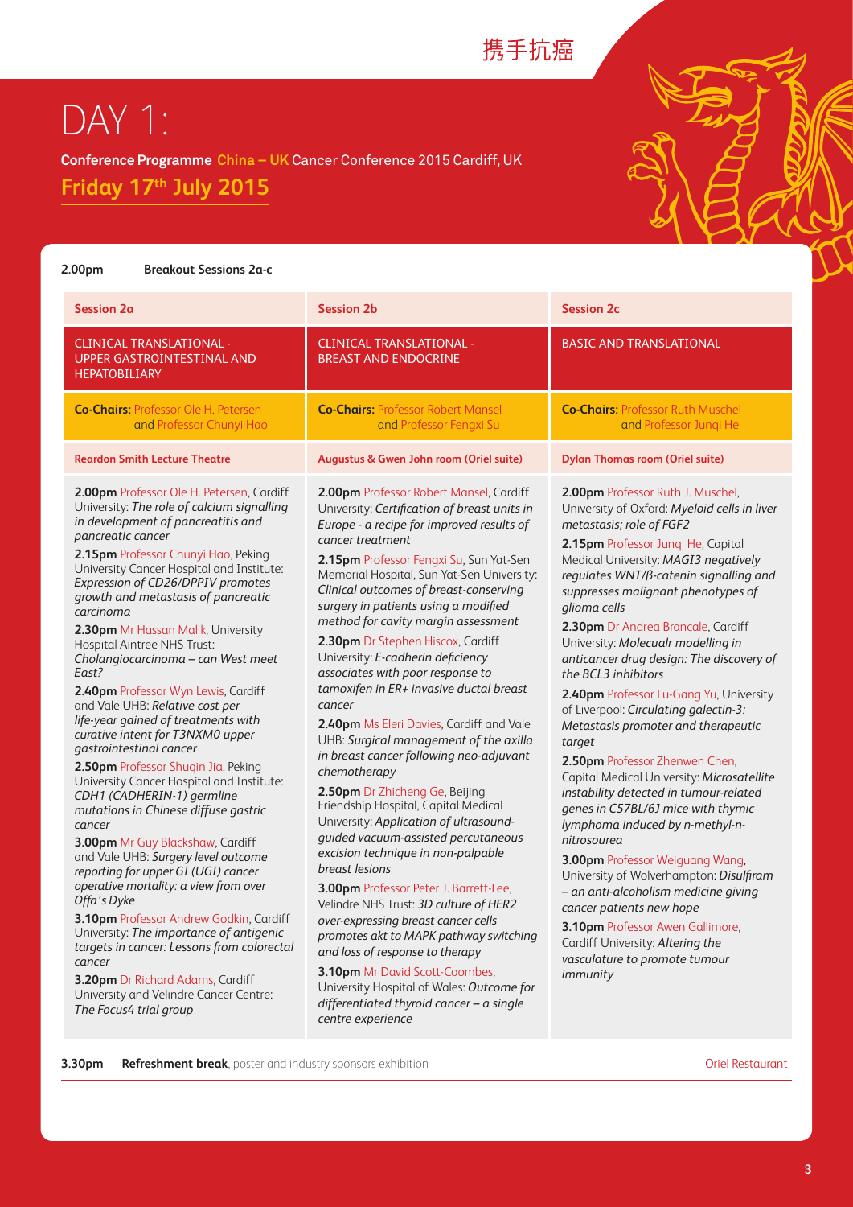携手抗癌

# DAY 1:

**Conference Programme China – UK** Cancer Conference 2015 Cardiff, UK

## Friday 17th July 2015

**2.00pm Breakout Sessions 2a-c**

### Session 2a

**CLINICAL TRANSLATIONAL - UPPER GASTROINTESTINAL AND HEPATOBILIARY**

**Co-Chairs:** Professor Ole H. Petersen and Professor Chunyi Hao

**Reardon Smith Lecture Theatre**

**2.00pm** Professor Ole H. Petersen, Cardiff University: *The role of calcium signalling in development of pancreatitis and pancreatic cancer*

**2.15pm** Professor Chunyi Hao, Peking University Cancer Hospital and Institute: *Expression of CD26/DPPIV promotes growth and metastasis of pancreatic carcinoma*

**2.30pm** Mr Hassan Malik, University Hospital Aintree NHS Trust: *Cholangiocarcinoma – can West meet East?*

**2.40pm** Professor Wyn Lewis, Cardiff and Vale UHB: *Relative cost per life-year gained of treatments with curative intent for T3NXM0 upper gastrointestinal cancer*

**2.50pm** Professor Shuqin Jia, Peking University Cancer Hospital and Institute: *CDH1 (CADHERIN-1) germline mutations in Chinese diffuse gastric cancer*

**3.00pm** Mr Guy Blackshaw, Cardiff and Vale UHB: *Surgery level outcome reporting for upper GI (UGI) cancer operative mortality: a view from over Offa's Dyke*

**3.10pm** Professor Andrew Godkin, Cardiff University: *The importance of antigenic targets in cancer: Lessons from colorectal cancer*

**3.20pm** Dr Richard Adams, Cardiff University and Velindre Cancer Centre: *The Focus4 trial group*

### Session 2b

**CLINICAL TRANSLATIONAL - BREAST AND ENDOCRINE**

**Co-Chairs:** Professor Robert Mansel and Professor Fengxi Su

**Augustus & Gwen John room (Oriel suite)**

**2.00pm** Professor Robert Mansel, Cardiff University: *Certification of breast units in Europe - a recipe for improved results of cancer treatment*

**2.15pm** Professor Fengxi Su, Sun Yat-Sen Memorial Hospital, Sun Yat-Sen University: *Clinical outcomes of breast-conserving surgery in patients using a modified method for cavity margin assessment*

**2.30pm** Dr Stephen Hiscox, Cardiff University: *E-cadherin deficiency associates with poor response to tamoxifen in ER+ invasive ductal breast cancer*

**2.40pm** Ms Eleri Davies, Cardiff and Vale UHB: *Surgical management of the axilla in breast cancer following neo-adjuvant chemotherapy*

**2.50pm** Dr Zhicheng Ge, Beijing Friendship Hospital, Capital Medical University: *Application of ultrasound-guided vacuum-assisted percutaneous excision technique in non-palpable breast lesions*

**3.00pm** Professor Peter J. Barrett-Lee, Velindre NHS Trust: *3D culture of HER2 over-expressing breast cancer cells promotes akt to MAPK pathway switching and loss of response to therapy*

**3.10pm** Mr David Scott-Coombes, University Hospital of Wales: *Outcome for differentiated thyroid cancer – a single centre experience*

### Session 2c

**BASIC AND TRANSLATIONAL**

**Co-Chairs:** Professor Ruth Muschel and Professor Junqi He

**Dylan Thomas room (Oriel suite)**

**2.00pm** Professor Ruth J. Muschel, University of Oxford: *Myeloid cells in liver metastasis; role of FGF2*

**2.15pm** Professor Junqi He, Capital Medical University: *MAGI3 negatively regulates WNT/β-catenin signalling and suppresses malignant phenotypes of glioma cells*

**2.30pm** Dr Andrea Brancale, Cardiff University: *Molecualr modelling in anticancer drug design: The discovery of the BCL3 inhibitors*

**2.40pm** Professor Lu-Gang Yu, University of Liverpool: *Circulating galectin-3: Metastasis promoter and therapeutic target*

**2.50pm** Professor Zhenwen Chen, Capital Medical University: *Microsatellite instability detected in tumour-related genes in C57BL/6J mice with thymic lymphoma induced by n-methyl-n-nitrosourea*

**3.00pm** Professor Weiguang Wang, University of Wolverhampton: *Disulfiram – an anti-alcoholism medicine giving cancer patients new hope*

**3.10pm** Professor Awen Gallimore, Cardiff University: *Altering the vasculature to promote tumour immunity*

**3.30pm Refreshment break**, poster and industry sponsors exhibition — Oriel Restaurant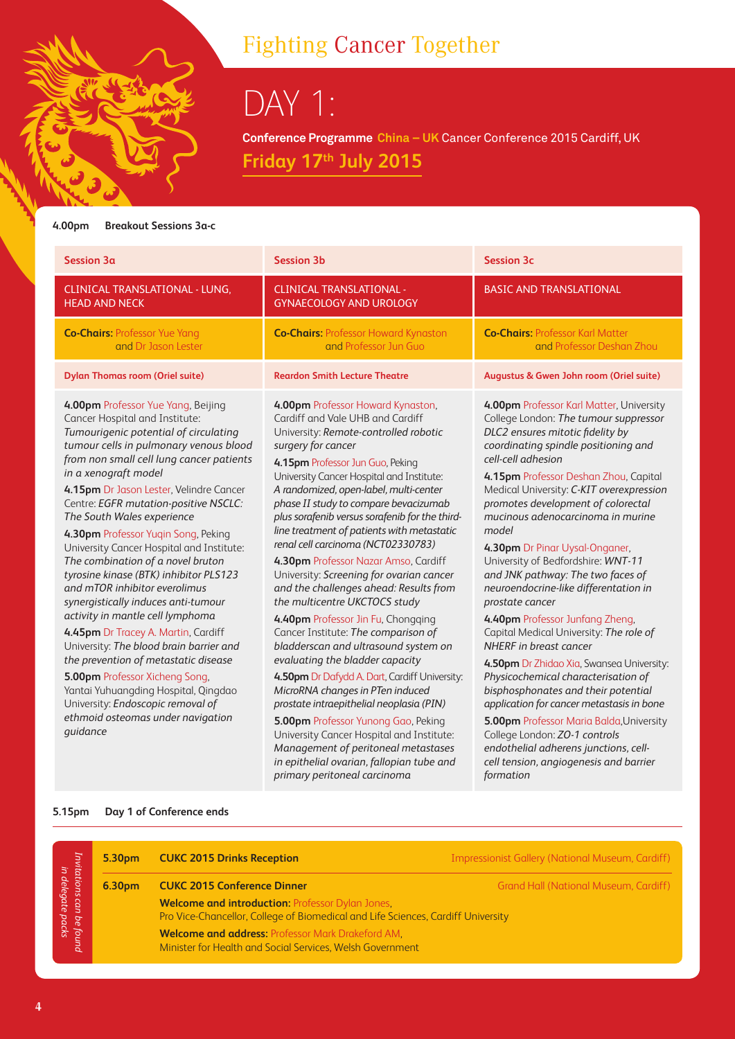# Fighting Cancer Together

# DAY 1:

**Conference Programme China – UK** Cancer Conference 2015 Cardiff, UK

## Friday 17th July 2015

**4.00pm Breakout Sessions 3a-c**

| Session 3a | Session 3b | Session 3c |
|---|---|---|
| CLINICAL TRANSLATIONAL - LUNG, HEAD AND NECK | CLINICAL TRANSLATIONAL - GYNAECOLOGY AND UROLOGY | BASIC AND TRANSLATIONAL |
| **Co-Chairs:** Professor Yue Yang and Dr Jason Lester | **Co-Chairs:** Professor Howard Kynaston and Professor Jun Guo | **Co-Chairs:** Professor Karl Matter and Professor Deshan Zhou |
| **Dylan Thomas room (Oriel suite)** | **Reardon Smith Lecture Theatre** | **Augustus & Gwen John room (Oriel suite)** |

### Session 3a

**4.00pm** Professor Yue Yang, Beijing Cancer Hospital and Institute: *Tumourigenic potential of circulating tumour cells in pulmonary venous blood from non small cell lung cancer patients in a xenograft model*

**4.15pm** Dr Jason Lester, Velindre Cancer Centre: *EGFR mutation-positive NSCLC: The South Wales experience*

**4.30pm** Professor Yuqin Song, Peking University Cancer Hospital and Institute: *The combination of a novel bruton tyrosine kinase (BTK) inhibitor PLS123 and mTOR inhibitor everolimus synergistically induces anti-tumour activity in mantle cell lymphoma*

**4.45pm** Dr Tracey A. Martin, Cardiff University: *The blood brain barrier and the prevention of metastatic disease*

**5.00pm** Professor Xicheng Song, Yantai Yuhuangding Hospital, Qingdao University: *Endoscopic removal of ethmoid osteomas under navigation guidance*

### Session 3b

**4.00pm** Professor Howard Kynaston, Cardiff and Vale UHB and Cardiff University: *Remote-controlled robotic surgery for cancer*

**4.15pm** Professor Jun Guo, Peking University Cancer Hospital and Institute: *A randomized, open-label, multi-center phase II study to compare bevacizumab plus sorafenib versus sorafenib for the third-line treatment of patients with metastatic renal cell carcinoma (NCT02330783)*

**4.30pm** Professor Nazar Amso, Cardiff University: *Screening for ovarian cancer and the challenges ahead: Results from the multicentre UKCTOCS study*

**4.40pm** Professor Jin Fu, Chongqing Cancer Institute: *The comparison of bladderscan and ultrasound system on evaluating the bladder capacity*

**4.50pm** Dr Dafydd A. Dart, Cardiff University: *MicroRNA changes in PTen induced prostate intraepithelial neoplasia (PIN)*

**5.00pm** Professor Yunong Gao, Peking University Cancer Hospital and Institute: *Management of peritoneal metastases in epithelial ovarian, fallopian tube and primary peritoneal carcinoma*

### Session 3c

**4.00pm** Professor Karl Matter, University College London: *The tumour suppressor DLC2 ensures mitotic fidelity by coordinating spindle positioning and cell-cell adhesion*

**4.15pm** Professor Deshan Zhou, Capital Medical University: *C-KIT overexpression promotes development of colorectal mucinous adenocarcinoma in murine model*

**4.30pm** Dr Pinar Uysal-Onganer, University of Bedfordshire: *WNT-11 and JNK pathway: The two faces of neuroendocrine-like differentation in prostate cancer*

**4.40pm** Professor Junfang Zheng, Capital Medical University: *The role of NHERF in breast cancer*

**4.50pm** Dr Zhidao Xia, Swansea University: *Physicochemical characterisation of bisphosphonates and their potential application for cancer metastasis in bone*

**5.00pm** Professor Maria Balda, University College London: *ZO-1 controls endothelial adherens junctions, cell-cell tension, angiogenesis and barrier formation*

**5.15pm Day 1 of Conference ends**

*Invitations can be found in delegate packs*

**5.30pm CUKC 2015 Drinks Reception** — Impressionist Gallery (National Museum, Cardiff)

**6.30pm CUKC 2015 Conference Dinner** — Grand Hall (National Museum, Cardiff)

**Welcome and introduction:** Professor Dylan Jones, Pro Vice-Chancellor, College of Biomedical and Life Sciences, Cardiff University

**Welcome and address:** Professor Mark Drakeford AM, Minister for Health and Social Services, Welsh Government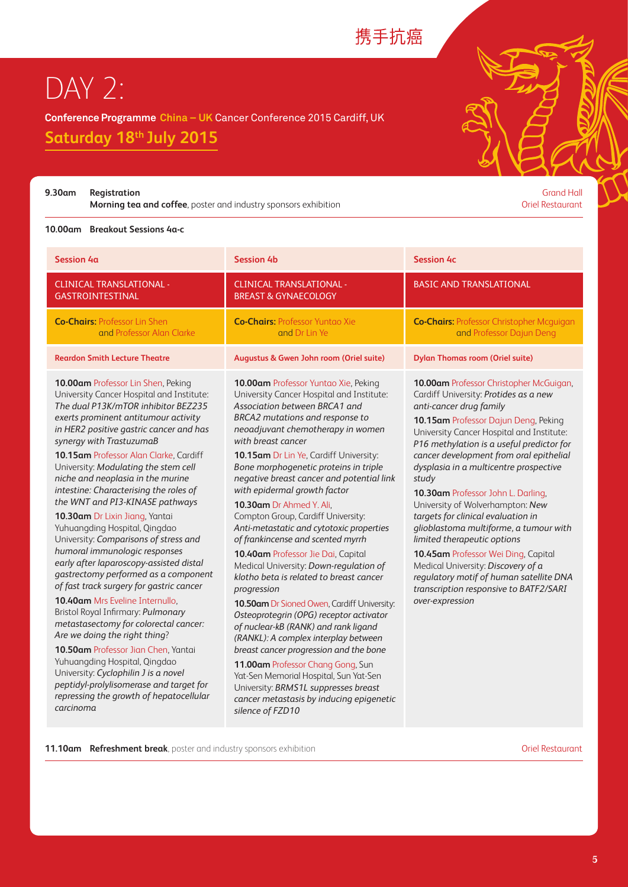携手抗癌

# DAY 2:

**Conference Programme China – UK** Cancer Conference 2015 Cardiff, UK

## Saturday 18th July 2015

**9.30am Registration** — Grand Hall

**Morning tea and coffee**, poster and industry sponsors exhibition — Oriel Restaurant

**10.00am Breakout Sessions 4a-c**

### Session 4a

**CLINICAL TRANSLATIONAL - GASTROINTESTINAL**

**Co-Chairs:** Professor Lin Shen and Professor Alan Clarke

**Reardon Smith Lecture Theatre**

**10.00am** Professor Lin Shen, Peking University Cancer Hospital and Institute: *The dual P13K/mTOR inhibitor BEZ235 exerts prominent antitumour activity in HER2 positive gastric cancer and has synergy with TrastuzumaB*

**10.15am** Professor Alan Clarke, Cardiff University: *Modulating the stem cell niche and neoplasia in the murine intestine: Characterising the roles of the WNT and PI3-KINASE pathways*

**10.30am** Dr Lixin Jiang, Yantai Yuhuangding Hospital, Qingdao University: *Comparisons of stress and humoral immunologic responses early after laparoscopy-assisted distal gastrectomy performed as a component of fast track surgery for gastric cancer*

**10.40am** Mrs Eveline Internullo, Bristol Royal Infirmary: *Pulmonary metastasectomy for colorectal cancer: Are we doing the right thing?*

**10.50am** Professor Jian Chen, Yantai Yuhuangding Hospital, Qingdao University: *Cyclophilin J is a novel peptidyl-prolylisomerase and target for repressing the growth of hepatocellular carcinoma*

### Session 4b

**CLINICAL TRANSLATIONAL - BREAST & GYNAECOLOGY**

**Co-Chairs:** Professor Yuntao Xie and Dr Lin Ye

**Augustus & Gwen John room (Oriel suite)**

**10.00am** Professor Yuntao Xie, Peking University Cancer Hospital and Institute: *Association between BRCA1 and BRCA2 mutations and response to neoadjuvant chemotherapy in women with breast cancer*

**10.15am** Dr Lin Ye, Cardiff University: *Bone morphogenetic proteins in triple negative breast cancer and potential link with epidermal growth factor*

**10.30am** Dr Ahmed Y. Ali, Compton Group, Cardiff University: *Anti-metastatic and cytotoxic properties of frankincense and scented myrrh*

**10.40am** Professor Jie Dai, Capital Medical University: *Down-regulation of klotho beta is related to breast cancer progression*

**10.50am** Dr Sioned Owen, Cardiff University: *Osteoprotegrin (OPG) receptor activator of nuclear-kB (RANK) and rank ligand (RANKL): A complex interplay between breast cancer progression and the bone*

**11.00am** Professor Chang Gong, Sun Yat-Sen Memorial Hospital, Sun Yat-Sen University: *BRMS1L suppresses breast cancer metastasis by inducing epigenetic silence of FZD10*

### Session 4c

**BASIC AND TRANSLATIONAL**

**Co-Chairs:** Professor Christopher Mcguigan and Professor Dajun Deng

**Dylan Thomas room (Oriel suite)**

**10.00am** Professor Christopher McGuigan, Cardiff University: *Protides as a new anti-cancer drug family*

**10.15am** Professor Dajun Deng, Peking University Cancer Hospital and Institute: *P16 methylation is a useful predictor for cancer development from oral epithelial dysplasia in a multicentre prospective study*

**10.30am** Professor John L. Darling, University of Wolverhampton: *New targets for clinical evaluation in glioblastoma multiforme, a tumour with limited therapeutic options*

**10.45am** Professor Wei Ding, Capital Medical University: *Discovery of a regulatory motif of human satellite DNA transcription responsive to BATF2/SARI over-expression*

**11.10am Refreshment break**, poster and industry sponsors exhibition — Oriel Restaurant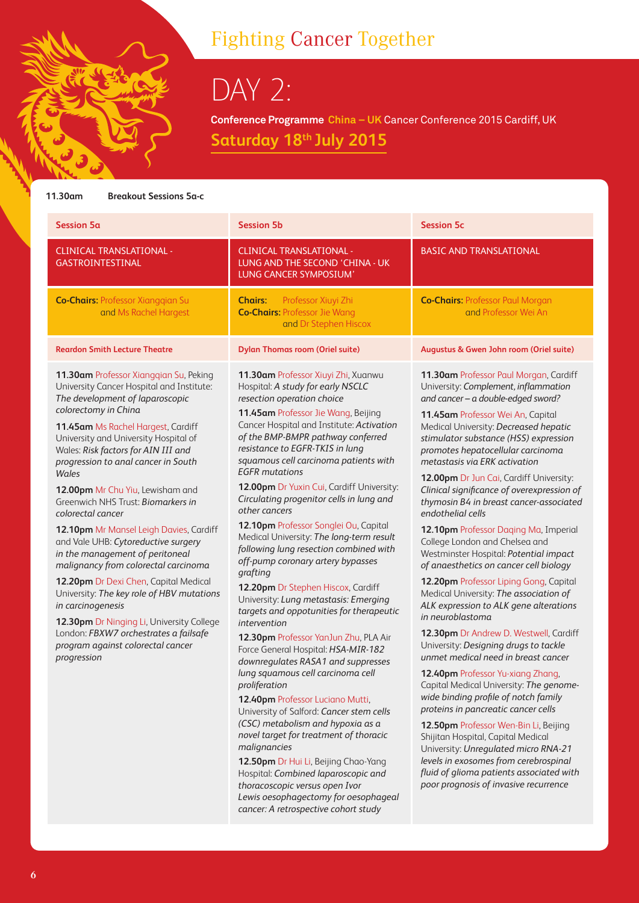# Fighting Cancer Together

# DAY 2:

**Conference Programme China – UK** Cancer Conference 2015 Cardiff, UK

## Saturday 18th July 2015

**11.30am Breakout Sessions 5a-c**

## Session 5a

### CLINICAL TRANSLATIONAL - GASTROINTESTINAL

**Co-Chairs:** Professor Xiangqian Su and Ms Rachel Hargest

**Reardon Smith Lecture Theatre**

**11.30am** Professor Xiangqian Su, Peking University Cancer Hospital and Institute: *The development of laparoscopic colorectomy in China*

**11.45am** Ms Rachel Hargest, Cardiff University and University Hospital of Wales: *Risk factors for AIN III and progression to anal cancer in South Wales*

**12.00pm** Mr Chu Yiu, Lewisham and Greenwich NHS Trust: *Biomarkers in colorectal cancer*

**12.10pm** Mr Mansel Leigh Davies, Cardiff and Vale UHB: *Cytoreductive surgery in the management of peritoneal malignancy from colorectal carcinoma*

**12.20pm** Dr Dexi Chen, Capital Medical University: *The key role of HBV mutations in carcinogenesis*

**12.30pm** Dr Ningning Li, University College London: *FBXW7 orchestrates a failsafe program against colorectal cancer progression*

## Session 5b

### CLINICAL TRANSLATIONAL - LUNG AND THE SECOND 'CHINA - UK LUNG CANCER SYMPOSIUM'

**Chairs:** Professor Xiuyi Zhi
**Co-Chairs:** Professor Jie Wang and Dr Stephen Hiscox

**Dylan Thomas room (Oriel suite)**

**11.30am** Professor Xiuyi Zhi, Xuanwu Hospital: *A study for early NSCLC resection operation choice*

**11.45am** Professor Jie Wang, Beijing Cancer Hospital and Institute: *Activation of the BMP-BMPR pathway conferred resistance to EGFR-TKIS in lung squamous cell carcinoma patients with EGFR mutations*

**12.00pm** Dr Yuxin Cui, Cardiff University: *Circulating progenitor cells in lung and other cancers*

**12.10pm** Professor Songlei Ou, Capital Medical University: *The long-term result following lung resection combined with off-pump coronary artery bypasses grafting*

**12.20pm** Dr Stephen Hiscox, Cardiff University: *Lung metastasis: Emerging targets and oppotunities for therapeutic intervention*

**12.30pm** Professor YanJun Zhu, PLA Air Force General Hospital: *HSA-MIR-182 downregulates RASA1 and suppresses lung squamous cell carcinoma cell proliferation*

**12.40pm** Professor Luciano Mutti, University of Salford: *Cancer stem cells (CSC) metabolism and hypoxia as a novel target for treatment of thoracic malignancies*

**12.50pm** Dr Hui Li, Beijing Chao-Yang Hospital: *Combined laparoscopic and thoracoscopic versus open Ivor Lewis oesophagectomy for oesophageal cancer: A retrospective cohort study*

## Session 5c

### BASIC AND TRANSLATIONAL

**Co-Chairs:** Professor Paul Morgan and Professor Wei An

**Augustus & Gwen John room (Oriel suite)**

**11.30am** Professor Paul Morgan, Cardiff University: *Complement, inflammation and cancer – a double-edged sword?*

**11.45am** Professor Wei An, Capital Medical University: *Decreased hepatic stimulator substance (HSS) expression promotes hepatocellular carcinoma metastasis via ERK activation*

**12.00pm** Dr Jun Cai, Cardiff University: *Clinical significance of overexpression of thymosin B4 in breast cancer-associated endothelial cells*

**12.10pm** Professor Daqing Ma, Imperial College London and Chelsea and Westminster Hospital: *Potential impact of anaesthetics on cancer cell biology*

**12.20pm** Professor Liping Gong, Capital Medical University: *The association of ALK expression to ALK gene alterations in neuroblastoma*

**12.30pm** Dr Andrew D. Westwell, Cardiff University: *Designing drugs to tackle unmet medical need in breast cancer*

**12.40pm** Professor Yu-xiang Zhang, Capital Medical University: *The genome-wide binding profile of notch family proteins in pancreatic cancer cells*

**12.50pm** Professor Wen-Bin Li, Beijing Shijitan Hospital, Capital Medical University: *Unregulated micro RNA-21 levels in exosomes from cerebrospinal fluid of glioma patients associated with poor prognosis of invasive recurrence*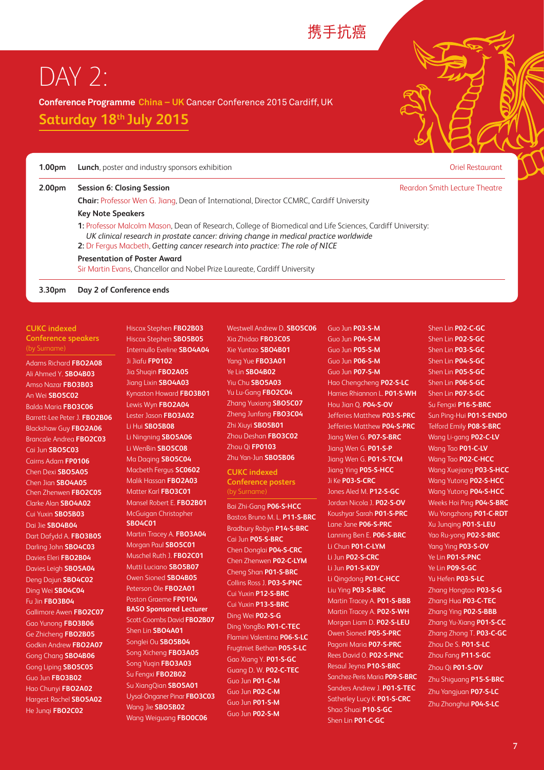携手抗癌

# DAY 2:

**Conference Programme China – UK Cancer Conference 2015 Cardiff, UK**

## Saturday 18th July 2015

**1.00pm** **Lunch**, poster and industry sponsors exhibition — Oriel Restaurant

**2.00pm** **Session 6: Closing Session** — Reardon Smith Lecture Theatre

**Chair:** Professor Wen G. Jiang, Dean of International, Director CCMRC, Cardiff University

**Key Note Speakers**

1: Professor Malcolm Mason, Dean of Research, College of Biomedical and Life Sciences, Cardiff University: *UK clinical research in prostate cancer: driving change in medical practice worldwide*

2: Dr Fergus Macbeth, *Getting cancer research into practice: The role of NICE*

**Presentation of Poster Award**

Sir Martin Evans, Chancellor and Nobel Prize Laureate, Cardiff University

**3.30pm** **Day 2 of Conference ends**

### CUKC indexed Conference speakers
(by Surname)

Adams Richard **FBO2A08**
Ali Ahmed Y. **SBO4B03**
Amso Nazar **FBO3B03**
An Wei **SBO5C02**
Balda Maria **FBO3C06**
Barrett-Lee Peter J. **FBO2B06**
Blackshaw Guy **FBO2A06**
Brancale Andrea **FBO2C03**
Cai Jun **SBO5C03**
Cairns Adam **FP0106**
Chen Dexi **SBO5A05**
Chen Jian **SBO4A05**
Chen Zhenwen **FBO2C05**
Clarke Alan **SBO4A02**
Cui Yuxin **SBO5B03**
Dai Jie **SBO4B04**
Dart Dafydd A. **FBO3B05**
Darling John **SBO4C03**
Davies Eleri **FBO2B04**
Davies Leigh **SBO5A04**
Deng Dajun **SBO4C02**
Ding Wei **SBO4C04**
Fu Jin **FBO3B04**
Gallimore Awen **FBO2C07**
Gao Yunong **FBO3B06**
Ge Zhicheng **FBO2B05**
Godkin Andrew **FBO2A07**
Gong Chang **SBO4B06**
Gong Liping **SBO5C05**
Guo Jun **FBO3B02**
Hao Chunyi **FBO2A02**
Hargest Rachel **SBO5A02**
He Junqi **FBO2C02**
Hiscox Stephen **FBO2B03**
Hiscox Stephen **SBO5B05**
Internullo Eveline **SBO4A04**
Ji Jiafu **FP0102**
Jia Shuqin **FBO2A05**
Jiang Lixin **SBO4A03**
Kynaston Howard **FBO3B01**
Lewis Wyn **FBO2A04**
Lester Jason **FBO3A02**
Li Hui **SBO5B08**
Li Ningning **SBO5A06**
Li WenBin **SBO5C08**
Ma Daqing **SBO5C04**
Macbeth Fergus **SC0602**
Malik Hassan **FBO2A03**
Matter Karl **FBO3C01**
Mansel Robert E. **FBO2B01**
McGuigan Christopher **SBO4C01**
Martin Tracey A. **FBO3A04**
Morgan Paul **SBO5C01**
Muschel Ruth J. **FBO2C01**
Mutti Luciano **SBO5B07**
Owen Sioned **SBO4B05**
Peterson Ole **FBO2A01**
Poston Graeme **FP0104**
**BASO Sponsored Lecturer**
Scott-Coombs David **FBO2B07**
Shen Lin **SBO4A01**
Songlei Ou **SBO5B04**
Song Xicheng **FBO3A05**
Song Yuqin **FBO3A03**
Su Fengxi **FBO2B02**
Su XiangQian **SBO5A01**
Uysal-Onganer Pinar **FBO3C03**
Wang Jie **SBO5B02**
Wang Weiguang **FBO0C06**
Westwell Andrew D. **SBO5C06**
Xia Zhidao **FBO3C05**
Xie Yuntao **SBO4B01**
Yang Yue **FBO3A01**
Ye Lin **SBO4B02**
Yiu Chu **SBO5A03**
Yu Lu-Gang **FBO2C04**
Zhang Yuxiang **SBO5C07**
Zheng Junfang **FBO3C04**
Zhi Xiuyi **SBO5B01**
Zhou Deshan **FBO3C02**
Zhou Qi **FP0103**
Zhu Yan-Jun **SBO5B06**

### CUKC indexed Conference posters
(by Surname)

Bai Zhi-Gang **P06-S-HCC**
Bastos Bruno M. L. **P11-S-BRC**
Bradbury Robyn **P14-S-BRC**
Cai Jun **P05-S-BRC**
Chen Donglai **P04-S-CRC**
Chen Zhenwen **P02-C-LYM**
Cheng Shan **P01-S-BRC**
Collins Ross J. **P03-S-PNC**
Cui Yuxin **P12-S-BRC**
Cui Yuxin **P13-S-BRC**
Ding Wei **P02-S-G**
Ding YongBo **P01-C-TEC**
Flamini Valentina **P06-S-LC**
Frugtniet Bethan **P05-S-LC**
Gao Xiang Y. **P01-S-GC**
Guang D. W. **P02-C-TEC**
Guo Jun **P01-C-M**
Guo Jun **P02-C-M**
Guo Jun **P01-S-M**
Guo Jun **P02-S-M**
Guo Jun **P03-S-M**
Guo Jun **P04-S-M**
Guo Jun **P05-S-M**
Guo Jun **P06-S-M**
Guo Jun **P07-S-M**
Hao Chengcheng **P02-S-LC**
Harries Rhiannon L. **P01-S-WH**
Hou Jian Q. **P04-S-OV**
Jefferies Matthew **P03-S-PRC**
Jefferies Matthew **P04-S-PRC**
Jiang Wen G. **P07-S-BRC**
Jiang Wen G. **P01-S-P**
Jiang Wen G. **P01-S-TCM**
Jiang Ying **P05-S-HCC**
Ji Ke **P03-S-CRC**
Jones Aled M. **P12-S-GC**
Jordan Nicola J. **P02-S-OV**
Koushyar Sarah **P01-S-PRC**
Lane Jane **P06-S-PRC**
Lanning Ben E. **P06-S-BRC**
Li Chun **P01-C-LYM**
Li Jun **P02-S-CRC**
Li Jun **P01-S-KDY**
Li Qingdong **P01-C-HCC**
Liu Ying **P03-S-BRC**
Martin Tracey A. **P01-S-BBB**
Martin Tracey A. **P02-S-WH**
Morgan Liam D. **P02-S-LEU**
Owen Sioned **P05-S-PRC**
Pagoni Maria **P07-S-PRC**
Rees David O. **P02-S-PNC**
Resaul Jeyna **P10-S-BRC**
Sanchez-Peris Maria **P09-S-BRC**
Sanders Andrew J. **P01-S-TEC**
Satherley Lucy K **P01-S-CRC**
Shao Shuai **P10-S-GC**
Shen Lin **P01-C-GC**
Shen Lin **P02-C-GC**
Shen Lin **P02-S-GC**
Shen Lin **P03-S-GC**
Shen Lin **P04-S-GC**
Shen Lin **P05-S-GC**
Shen Lin **P06-S-GC**
Shen Lin **P07-S-GC**
Su Fengxi **P16-S-BRC**
Sun Ping-Hui **P01-S-ENDO**
Telford Emily **P08-S-BRC**
Wang Li-gang **P02-C-LV**
Wang Tao **P01-C-LV**
Wang Tao **P02-C-HCC**
Wang Xuejiang **P03-S-HCC**
Wang Yutong **P02-S-HCC**
Wang Yutong **P04-S-HCC**
Weeks Hoi Ping **P04-S-BRC**
Wu Yongzhong **P01-C-RDT**
Xu Junqing **P01-S-LEU**
Yao Ru-yong **P02-S-BRC**
Yang Ying **P03-S-OV**
Ye Lin **P01-S-PNC**
Ye Lin **P09-S-GC**
Yu Hefen **P03-S-LC**
Zhang Hongtao **P03-S-G**
Zhang Hua **P03-C-TEC**
Zhang Ying **P02-S-BBB**
Zhang Yu-Xiang **P01-S-CC**
Zhang Zhong T. **P03-C-GC**
Zhou De S. **P01-S-LC**
Zhou Fang **P11-S-GC**
Zhou Qi **P01-S-OV**
Zhu Shiguang **P15-S-BRC**
Zhu Yangjuan **P07-S-LC**
Zhu Zhonghui **P04-S-LC**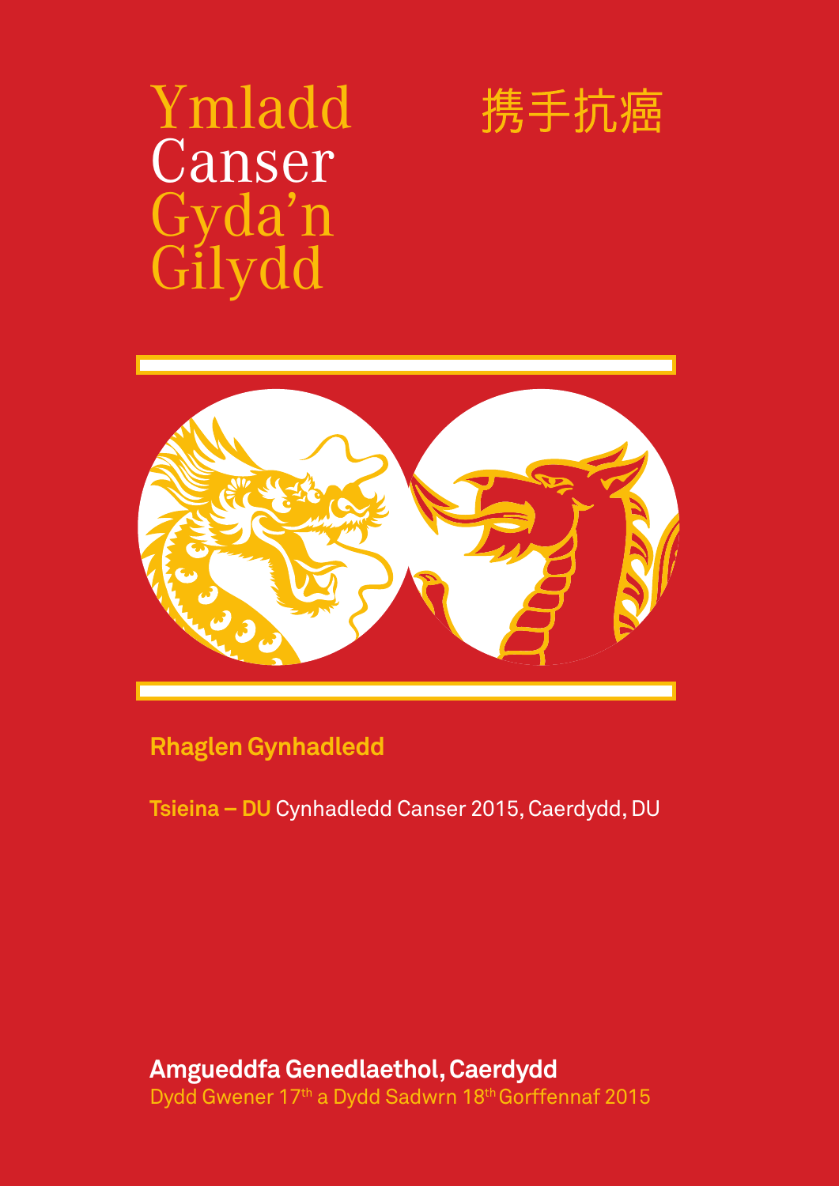# Ymladd Canser Gyda'n Gilydd

# 携手抗癌

**Rhaglen Gynhadledd**

**Tsieina – DU** Cynhadledd Canser 2015, Caerdydd, DU

**Amgueddfa Genedlaethol, Caerdydd**

Dydd Gwener 17th a Dydd Sadwrn 18th Gorffennaf 2015